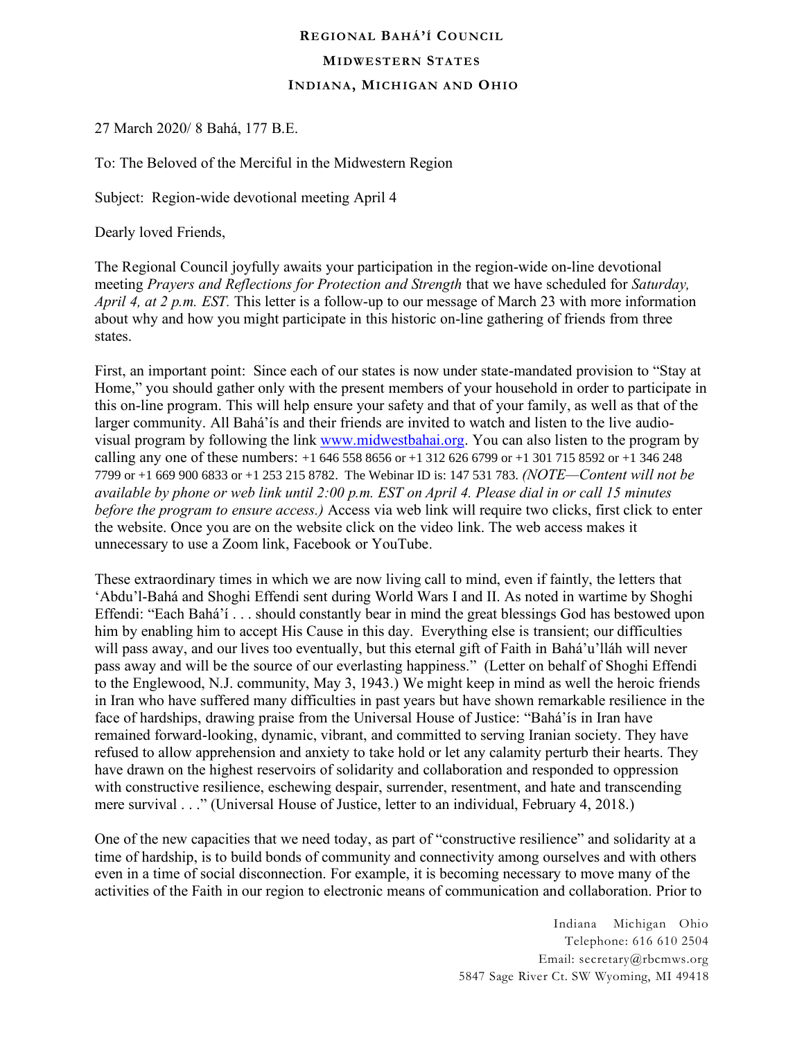# Regional Bahá'í Council

## Midwestern States

### Indiana, Michigan and Ohio

27 March 2020/ 8 Bahá, 177 B.E.

To: The Beloved of the Merciful in the Midwestern Region

Subject: Region-wide devotional meeting April 4

Dearly loved Friends,

The Regional Council joyfully awaits your participation in the region-wide on-line devotional meeting *Prayers and Reflections for Protection and Strength* that we have scheduled for *Saturday, April 4, at 2 p.m. EST.* This letter is a follow-up to our message of March 23 with more information about why and how you might participate in this historic on-line gathering of friends from three states.

First, an important point: Since each of our states is now under state-mandated provision to "Stay at Home," you should gather only with the present members of your household in order to participate in this on-line program. This will help ensure your safety and that of your family, as well as that of the larger community. All Bahá'ís and their friends are invited to watch and listen to the live audio-visual program by following the link www.midwestbahai.org. You can also listen to the program by calling any one of these numbers: +1 646 558 8656 or +1 312 626 6799 or +1 301 715 8592 or +1 346 248 7799 or +1 669 900 6833 or +1 253 215 8782. The Webinar ID is: 147 531 783. *(NOTE—Content will not be available by phone or web link until 2:00 p.m. EST on April 4. Please dial in or call 15 minutes before the program to ensure access.)* Access via web link will require two clicks, first click to enter the website. Once you are on the website click on the video link. The web access makes it unnecessary to use a Zoom link, Facebook or YouTube.

These extraordinary times in which we are now living call to mind, even if faintly, the letters that 'Abdu'l-Bahá and Shoghi Effendi sent during World Wars I and II. As noted in wartime by Shoghi Effendi: "Each Bahá'í . . . should constantly bear in mind the great blessings God has bestowed upon him by enabling him to accept His Cause in this day. Everything else is transient; our difficulties will pass away, and our lives too eventually, but this eternal gift of Faith in Bahá'u'lláh will never pass away and will be the source of our everlasting happiness." (Letter on behalf of Shoghi Effendi to the Englewood, N.J. community, May 3, 1943.) We might keep in mind as well the heroic friends in Iran who have suffered many difficulties in past years but have shown remarkable resilience in the face of hardships, drawing praise from the Universal House of Justice: "Bahá'ís in Iran have remained forward-looking, dynamic, vibrant, and committed to serving Iranian society. They have refused to allow apprehension and anxiety to take hold or let any calamity perturb their hearts. They have drawn on the highest reservoirs of solidarity and collaboration and responded to oppression with constructive resilience, eschewing despair, surrender, resentment, and hate and transcending mere survival . . ." (Universal House of Justice, letter to an individual, February 4, 2018.)

One of the new capacities that we need today, as part of "constructive resilience" and solidarity at a time of hardship, is to build bonds of community and connectivity among ourselves and with others even in a time of social disconnection. For example, it is becoming necessary to move many of the activities of the Faith in our region to electronic means of communication and collaboration. Prior to

Indiana Michigan Ohio
Telephone: 616 610 2504
Email: secretary@rbcmws.org
5847 Sage River Ct. SW Wyoming, MI 49418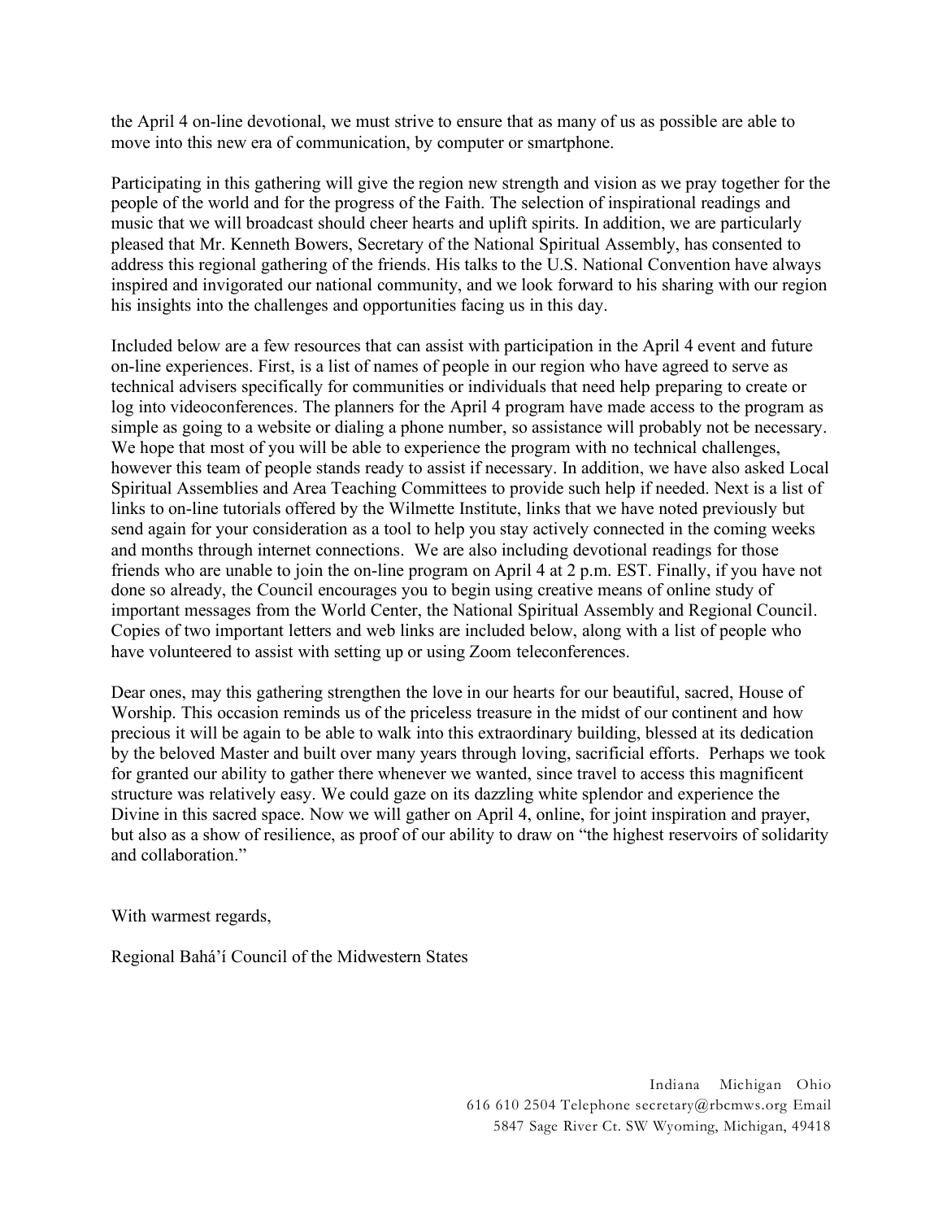the April 4 on-line devotional, we must strive to ensure that as many of us as possible are able to move into this new era of communication, by computer or smartphone.

Participating in this gathering will give the region new strength and vision as we pray together for the people of the world and for the progress of the Faith. The selection of inspirational readings and music that we will broadcast should cheer hearts and uplift spirits. In addition, we are particularly pleased that Mr. Kenneth Bowers, Secretary of the National Spiritual Assembly, has consented to address this regional gathering of the friends. His talks to the U.S. National Convention have always inspired and invigorated our national community, and we look forward to his sharing with our region his insights into the challenges and opportunities facing us in this day.

Included below are a few resources that can assist with participation in the April 4 event and future on-line experiences. First, is a list of names of people in our region who have agreed to serve as technical advisers specifically for communities or individuals that need help preparing to create or log into videoconferences. The planners for the April 4 program have made access to the program as simple as going to a website or dialing a phone number, so assistance will probably not be necessary. We hope that most of you will be able to experience the program with no technical challenges, however this team of people stands ready to assist if necessary. In addition, we have also asked Local Spiritual Assemblies and Area Teaching Committees to provide such help if needed. Next is a list of links to on-line tutorials offered by the Wilmette Institute, links that we have noted previously but send again for your consideration as a tool to help you stay actively connected in the coming weeks and months through internet connections. We are also including devotional readings for those friends who are unable to join the on-line program on April 4 at 2 p.m. EST. Finally, if you have not done so already, the Council encourages you to begin using creative means of online study of important messages from the World Center, the National Spiritual Assembly and Regional Council. Copies of two important letters and web links are included below, along with a list of people who have volunteered to assist with setting up or using Zoom teleconferences.

Dear ones, may this gathering strengthen the love in our hearts for our beautiful, sacred, House of Worship. This occasion reminds us of the priceless treasure in the midst of our continent and how precious it will be again to be able to walk into this extraordinary building, blessed at its dedication by the beloved Master and built over many years through loving, sacrificial efforts. Perhaps we took for granted our ability to gather there whenever we wanted, since travel to access this magnificent structure was relatively easy. We could gaze on its dazzling white splendor and experience the Divine in this sacred space. Now we will gather on April 4, online, for joint inspiration and prayer, but also as a show of resilience, as proof of our ability to draw on "the highest reservoirs of solidarity and collaboration."

With warmest regards,

Regional Bahá'í Council of the Midwestern States

Indiana Michigan Ohio
616 610 2504 Telephone secretary@rbcmws.org Email
5847 Sage River Ct. SW Wyoming, Michigan, 49418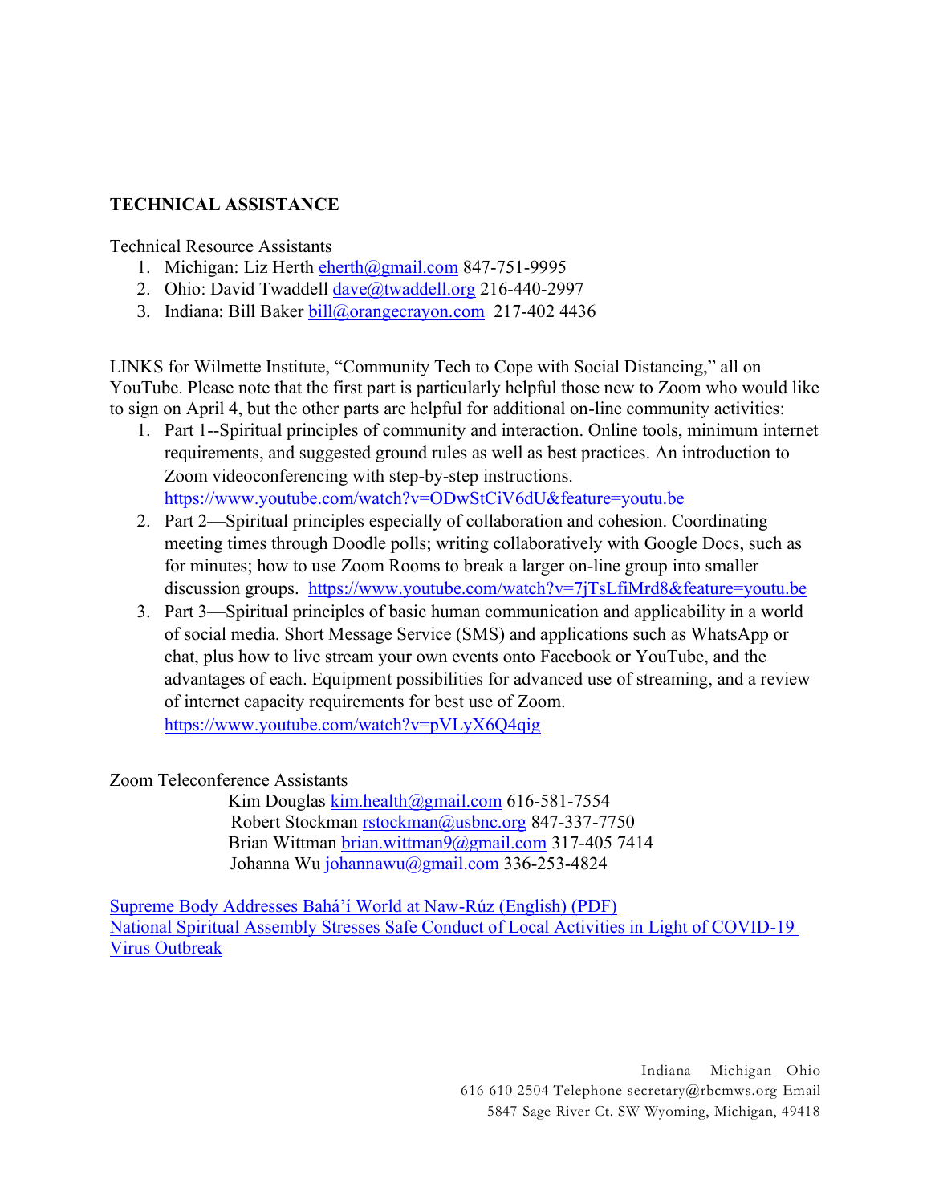## TECHNICAL ASSISTANCE

Technical Resource Assistants

1. Michigan: Liz Herth eherth@gmail.com 847-751-9995
2. Ohio: David Twaddell dave@twaddell.org 216-440-2997
3. Indiana: Bill Baker bill@orangecrayon.com 217-402 4436

LINKS for Wilmette Institute, "Community Tech to Cope with Social Distancing," all on YouTube. Please note that the first part is particularly helpful those new to Zoom who would like to sign on April 4, but the other parts are helpful for additional on-line community activities:

1. Part 1--Spiritual principles of community and interaction. Online tools, minimum internet requirements, and suggested ground rules as well as best practices. An introduction to Zoom videoconferencing with step-by-step instructions. https://www.youtube.com/watch?v=ODwStCiV6dU&feature=youtu.be
2. Part 2—Spiritual principles especially of collaboration and cohesion. Coordinating meeting times through Doodle polls; writing collaboratively with Google Docs, such as for minutes; how to use Zoom Rooms to break a larger on-line group into smaller discussion groups. https://www.youtube.com/watch?v=7jTsLfiMrd8&feature=youtu.be
3. Part 3—Spiritual principles of basic human communication and applicability in a world of social media. Short Message Service (SMS) and applications such as WhatsApp or chat, plus how to live stream your own events onto Facebook or YouTube, and the advantages of each. Equipment possibilities for advanced use of streaming, and a review of internet capacity requirements for best use of Zoom. https://www.youtube.com/watch?v=pVLyX6Q4qig

Zoom Teleconference Assistants

Kim Douglas kim.health@gmail.com 616-581-7554
Robert Stockman rstockman@usbnc.org 847-337-7750
Brian Wittman brian.wittman9@gmail.com 317-405 7414
Johanna Wu johannawu@gmail.com 336-253-4824

Supreme Body Addresses Bahá'í World at Naw-Rúz (English) (PDF)
National Spiritual Assembly Stresses Safe Conduct of Local Activities in Light of COVID-19 Virus Outbreak

Indiana Michigan Ohio
616 610 2504 Telephone secretary@rbcmws.org Email
5847 Sage River Ct. SW Wyoming, Michigan, 49418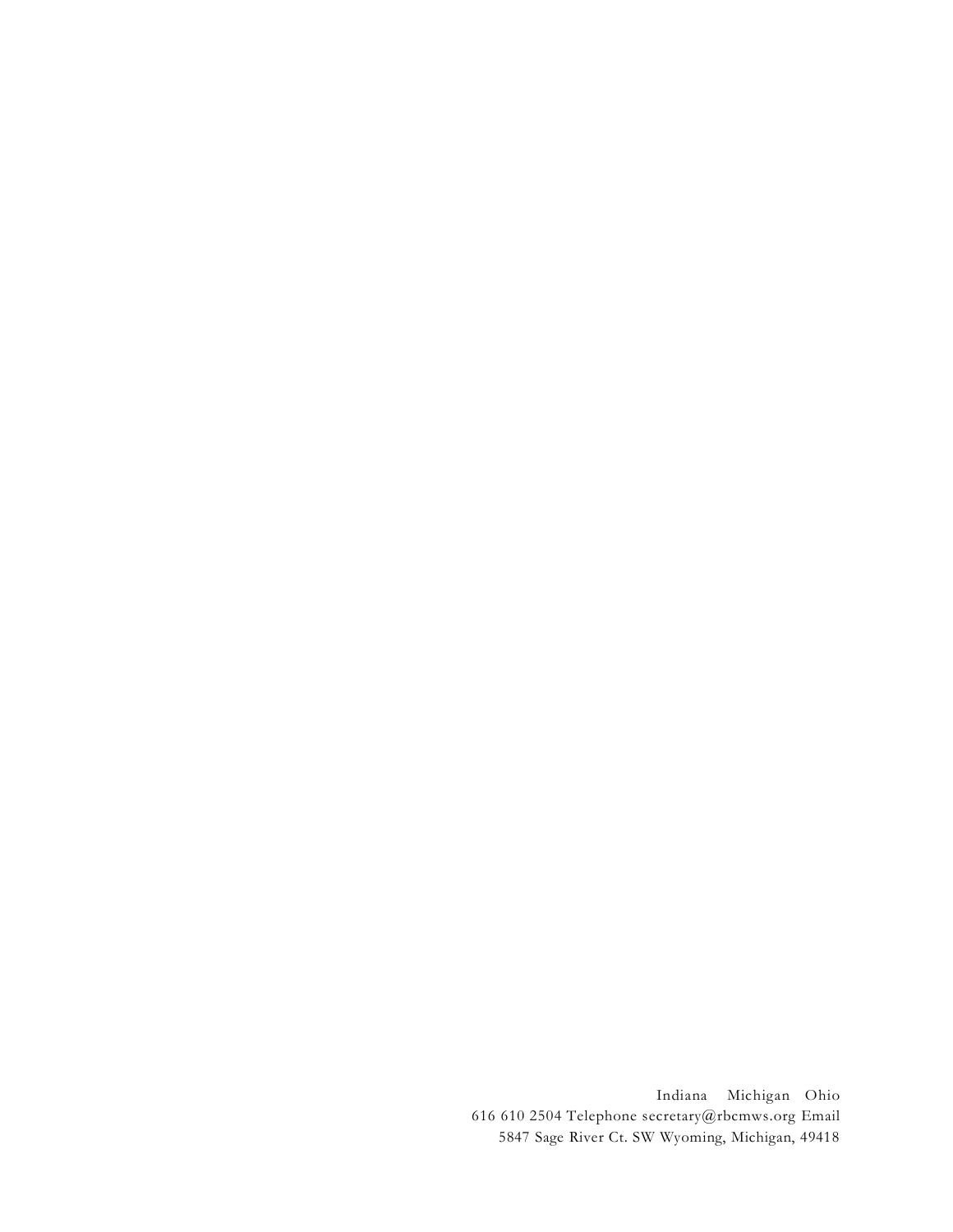Indiana Michigan Ohio
616 610 2504 Telephone secretary@rbcmws.org Email
5847 Sage River Ct. SW Wyoming, Michigan, 49418